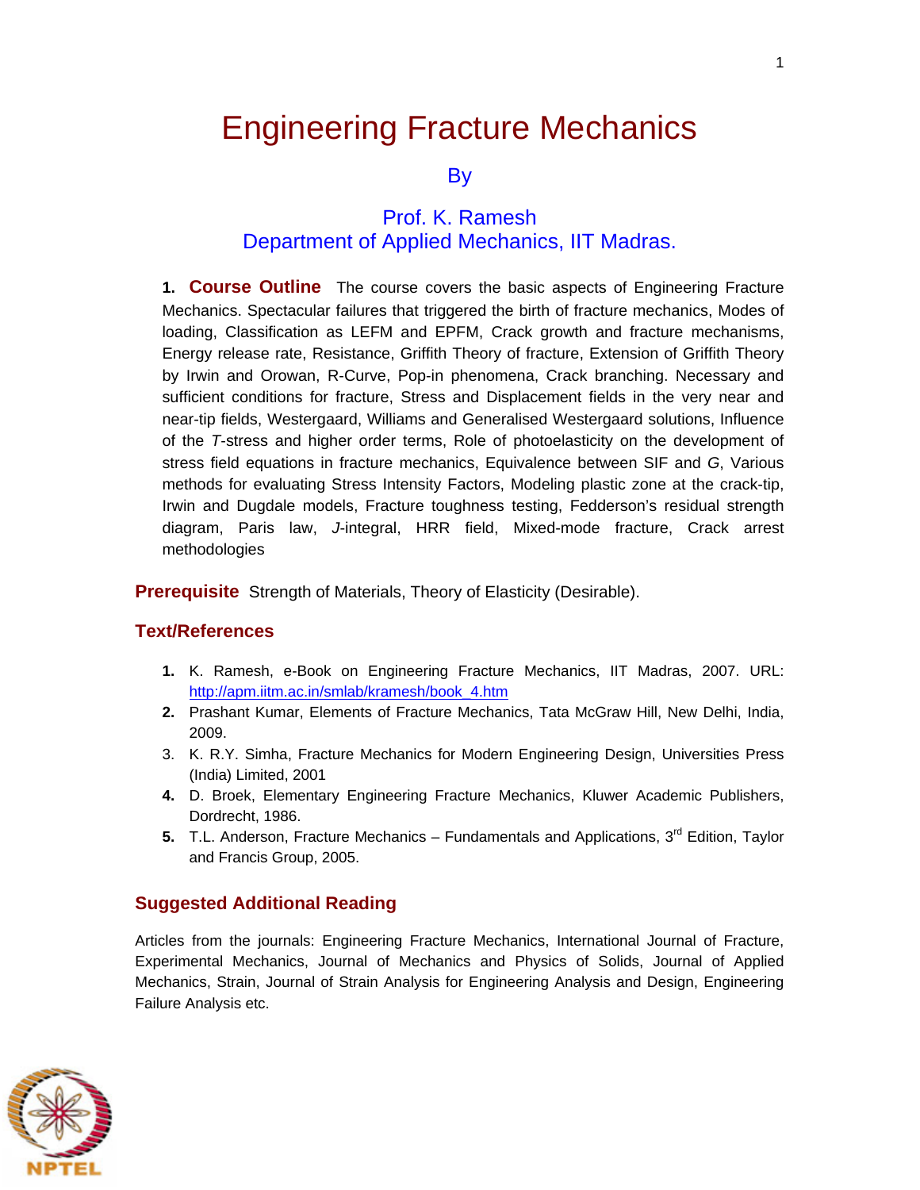# Engineering Fracture Mechanics

By

Prof. K. Ramesh
Department of Applied Mechanics, IIT Madras.

**1. Course Outline** The course covers the basic aspects of Engineering Fracture Mechanics. Spectacular failures that triggered the birth of fracture mechanics, Modes of loading, Classification as LEFM and EPFM, Crack growth and fracture mechanisms, Energy release rate, Resistance, Griffith Theory of fracture, Extension of Griffith Theory by Irwin and Orowan, R-Curve, Pop-in phenomena, Crack branching. Necessary and sufficient conditions for fracture, Stress and Displacement fields in the very near and near-tip fields, Westergaard, Williams and Generalised Westergaard solutions, Influence of the *T*-stress and higher order terms, Role of photoelasticity on the development of stress field equations in fracture mechanics, Equivalence between SIF and *G*, Various methods for evaluating Stress Intensity Factors, Modeling plastic zone at the crack-tip, Irwin and Dugdale models, Fracture toughness testing, Fedderson's residual strength diagram, Paris law, *J*-integral, HRR field, Mixed-mode fracture, Crack arrest methodologies

**Prerequisite** Strength of Materials, Theory of Elasticity (Desirable).

## Text/References

1. K. Ramesh, e-Book on Engineering Fracture Mechanics, IIT Madras, 2007. URL: http://apm.iitm.ac.in/smlab/kramesh/book_4.htm
2. Prashant Kumar, Elements of Fracture Mechanics, Tata McGraw Hill, New Delhi, India, 2009.
3. K. R.Y. Simha, Fracture Mechanics for Modern Engineering Design, Universities Press (India) Limited, 2001
4. D. Broek, Elementary Engineering Fracture Mechanics, Kluwer Academic Publishers, Dordrecht, 1986.
5. T.L. Anderson, Fracture Mechanics – Fundamentals and Applications, 3rd Edition, Taylor and Francis Group, 2005.

## Suggested Additional Reading

Articles from the journals: Engineering Fracture Mechanics, International Journal of Fracture, Experimental Mechanics, Journal of Mechanics and Physics of Solids, Journal of Applied Mechanics, Strain, Journal of Strain Analysis for Engineering Analysis and Design, Engineering Failure Analysis etc.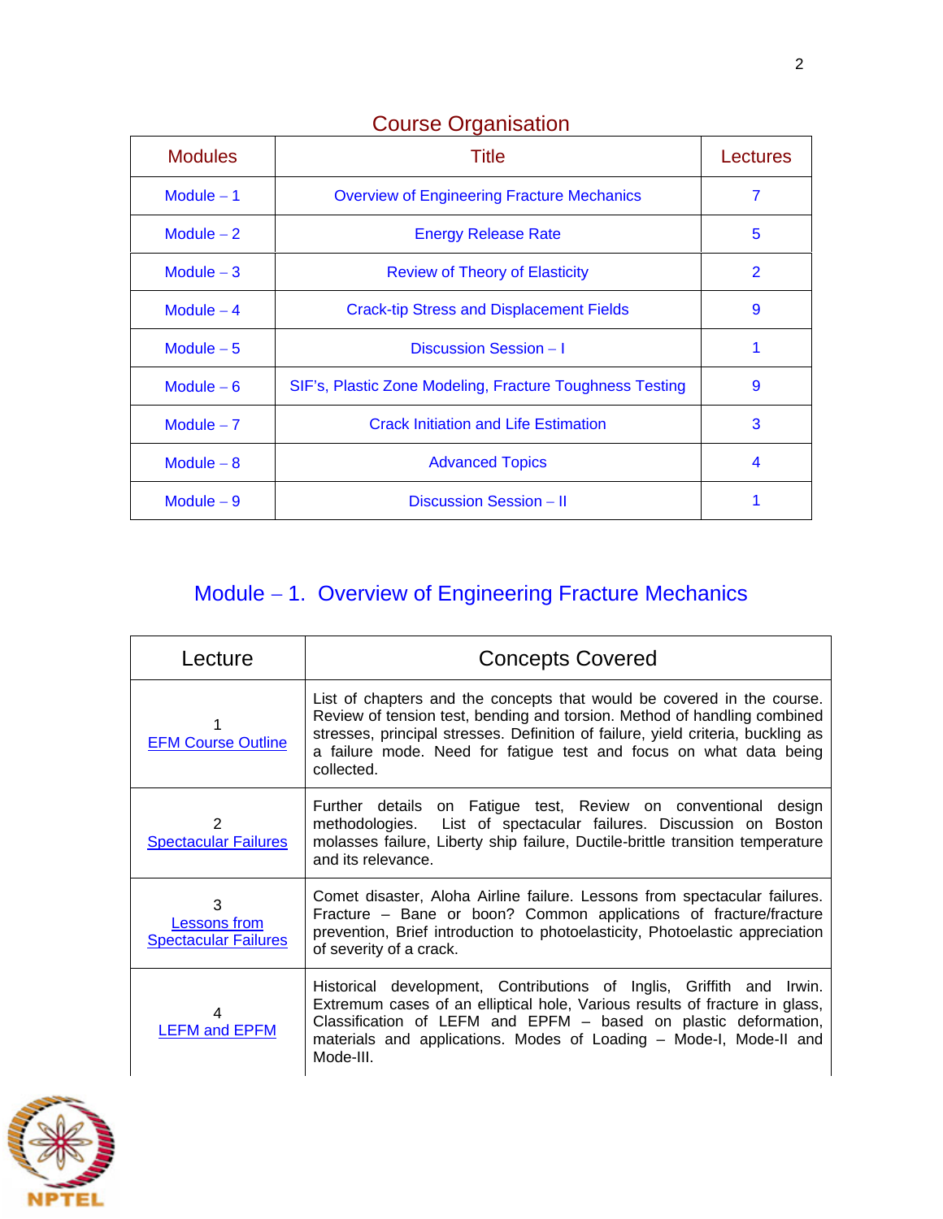## Course Organisation

| Modules | Title | Lectures |
|---|---|---|
| Module – 1 | Overview of Engineering Fracture Mechanics | 7 |
| Module – 2 | Energy Release Rate | 5 |
| Module – 3 | Review of Theory of Elasticity | 2 |
| Module – 4 | Crack-tip Stress and Displacement Fields | 9 |
| Module – 5 | Discussion Session – I | 1 |
| Module – 6 | SIF's, Plastic Zone Modeling, Fracture Toughness Testing | 9 |
| Module – 7 | Crack Initiation and Life Estimation | 3 |
| Module – 8 | Advanced Topics | 4 |
| Module – 9 | Discussion Session – II | 1 |

## Module – 1. Overview of Engineering Fracture Mechanics

| Lecture | Concepts Covered |
|---|---|
| 1 EFM Course Outline | List of chapters and the concepts that would be covered in the course. Review of tension test, bending and torsion. Method of handling combined stresses, principal stresses. Definition of failure, yield criteria, buckling as a failure mode. Need for fatigue test and focus on what data being collected. |
| 2 Spectacular Failures | Further details on Fatigue test, Review on conventional design methodologies. List of spectacular failures. Discussion on Boston molasses failure, Liberty ship failure, Ductile-brittle transition temperature and its relevance. |
| 3 Lessons from Spectacular Failures | Comet disaster, Aloha Airline failure. Lessons from spectacular failures. Fracture – Bane or boon? Common applications of fracture/fracture prevention, Brief introduction to photoelasticity, Photoelastic appreciation of severity of a crack. |
| 4 LEFM and EPFM | Historical development, Contributions of Inglis, Griffith and Irwin. Extremum cases of an elliptical hole, Various results of fracture in glass, Classification of LEFM and EPFM – based on plastic deformation, materials and applications. Modes of Loading – Mode-I, Mode-II and Mode-III. |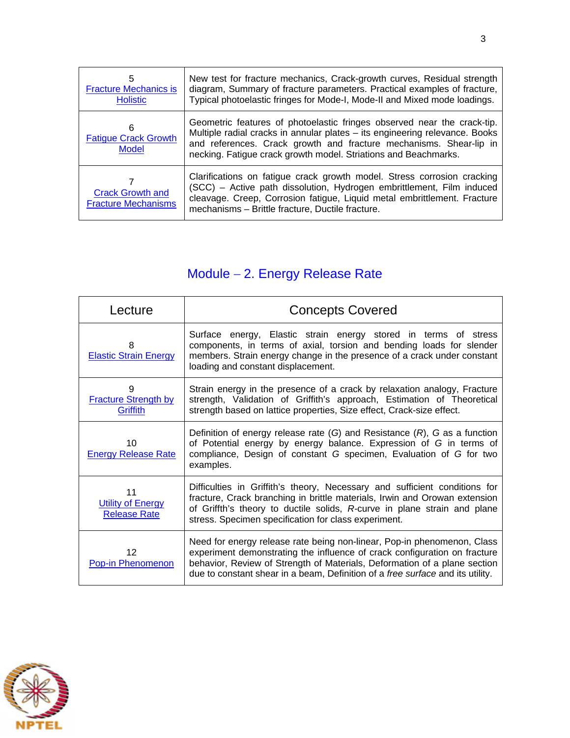| | |
|---|---|
| 5<br>Fracture Mechanics is Holistic | New test for fracture mechanics, Crack-growth curves, Residual strength diagram, Summary of fracture parameters. Practical examples of fracture, Typical photoelastic fringes for Mode-I, Mode-II and Mixed mode loadings. |
| 6<br>Fatigue Crack Growth Model | Geometric features of photoelastic fringes observed near the crack-tip. Multiple radial cracks in annular plates – its engineering relevance. Books and references. Crack growth and fracture mechanisms. Shear-lip in necking. Fatigue crack growth model. Striations and Beachmarks. |
| 7<br>Crack Growth and Fracture Mechanisms | Clarifications on fatigue crack growth model. Stress corrosion cracking (SCC) – Active path dissolution, Hydrogen embrittlement, Film induced cleavage. Creep, Corrosion fatigue, Liquid metal embrittlement. Fracture mechanisms – Brittle fracture, Ductile fracture. |

## Module – 2. Energy Release Rate

| Lecture | Concepts Covered |
|---|---|
| 8<br>Elastic Strain Energy | Surface energy, Elastic strain energy stored in terms of stress components, in terms of axial, torsion and bending loads for slender members. Strain energy change in the presence of a crack under constant loading and constant displacement. |
| 9<br>Fracture Strength by Griffith | Strain energy in the presence of a crack by relaxation analogy, Fracture strength, Validation of Griffith's approach, Estimation of Theoretical strength based on lattice properties, Size effect, Crack-size effect. |
| 10<br>Energy Release Rate | Definition of energy release rate (*G*) and Resistance (*R*), *G* as a function of Potential energy by energy balance. Expression of *G* in terms of compliance, Design of constant *G* specimen, Evaluation of *G* for two examples. |
| 11<br>Utility of Energy Release Rate | Difficulties in Griffith's theory, Necessary and sufficient conditions for fracture, Crack branching in brittle materials, Irwin and Orowan extension of Griffth's theory to ductile solids, *R*-curve in plane strain and plane stress. Specimen specification for class experiment. |
| 12<br>Pop-in Phenomenon | Need for energy release rate being non-linear, Pop-in phenomenon, Class experiment demonstrating the influence of crack configuration on fracture behavior, Review of Strength of Materials, Deformation of a plane section due to constant shear in a beam, Definition of a *free surface* and its utility. |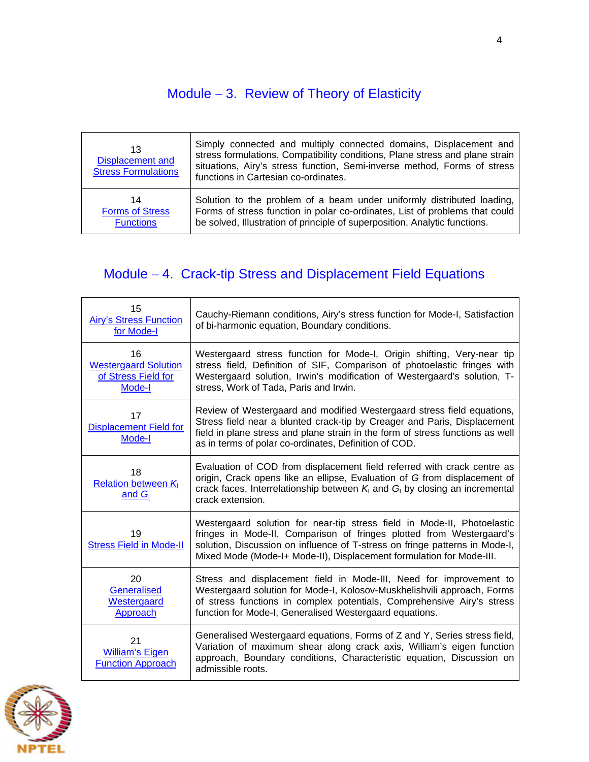## Module – 3. Review of Theory of Elasticity

| | |
|---|---|
| 13 Displacement and Stress Formulations | Simply connected and multiply connected domains, Displacement and stress formulations, Compatibility conditions, Plane stress and plane strain situations, Airy's stress function, Semi-inverse method, Forms of stress functions in Cartesian co-ordinates. |
| 14 Forms of Stress Functions | Solution to the problem of a beam under uniformly distributed loading, Forms of stress function in polar co-ordinates, List of problems that could be solved, Illustration of principle of superposition, Analytic functions. |

## Module – 4. Crack-tip Stress and Displacement Field Equations

| | |
|---|---|
| 15 Airy's Stress Function for Mode-I | Cauchy-Riemann conditions, Airy's stress function for Mode-I, Satisfaction of bi-harmonic equation, Boundary conditions. |
| 16 Westergaard Solution of Stress Field for Mode-I | Westergaard stress function for Mode-I, Origin shifting, Very-near tip stress field, Definition of SIF, Comparison of photoelastic fringes with Westergaard solution, Irwin's modification of Westergaard's solution, T-stress, Work of Tada, Paris and Irwin. |
| 17 Displacement Field for Mode-I | Review of Westergaard and modified Westergaard stress field equations, Stress field near a blunted crack-tip by Creager and Paris, Displacement field in plane stress and plane strain in the form of stress functions as well as in terms of polar co-ordinates, Definition of COD. |
| 18 Relation between $K_I$ and $G_I$ | Evaluation of COD from displacement field referred with crack centre as origin, Crack opens like an ellipse, Evaluation of $G$ from displacement of crack faces, Interrelationship between $K_I$ and $G_I$ by closing an incremental crack extension. |
| 19 Stress Field in Mode-II | Westergaard solution for near-tip stress field in Mode-II, Photoelastic fringes in Mode-II, Comparison of fringes plotted from Westergaard's solution, Discussion on influence of T-stress on fringe patterns in Mode-I, Mixed Mode (Mode-I+ Mode-II), Displacement formulation for Mode-III. |
| 20 Generalised Westergaard Approach | Stress and displacement field in Mode-III, Need for improvement to Westergaard solution for Mode-I, Kolosov-Muskhelishvili approach, Forms of stress functions in complex potentials, Comprehensive Airy's stress function for Mode-I, Generalised Westergaard equations. |
| 21 William's Eigen Function Approach | Generalised Westergaard equations, Forms of Z and Y, Series stress field, Variation of maximum shear along crack axis, William's eigen function approach, Boundary conditions, Characteristic equation, Discussion on admissible roots. |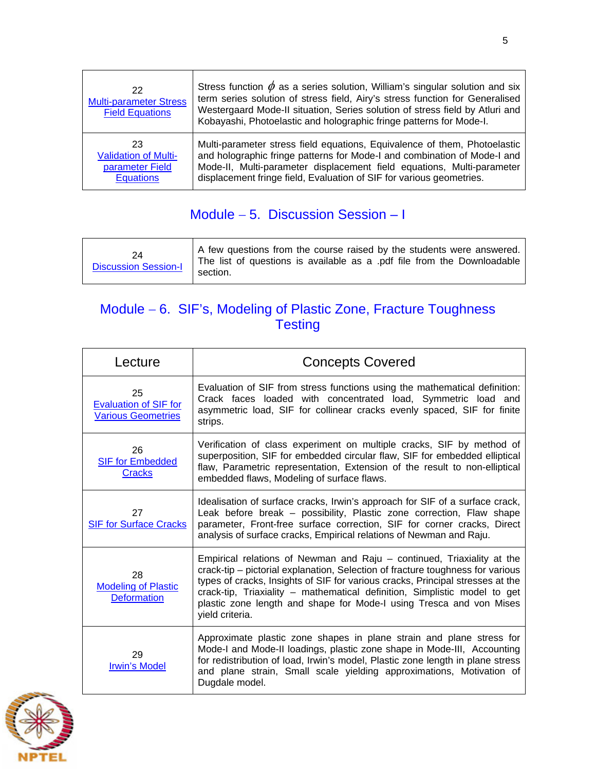| | |
|---|---|
| 22<br>Multi-parameter Stress Field Equations | Stress function $\phi$ as a series solution, William's singular solution and six term series solution of stress field, Airy's stress function for Generalised Westergaard Mode-II situation, Series solution of stress field by Atluri and Kobayashi, Photoelastic and holographic fringe patterns for Mode-I. |
| 23<br>Validation of Multi-parameter Field Equations | Multi-parameter stress field equations, Equivalence of them, Photoelastic and holographic fringe patterns for Mode-I and combination of Mode-I and Mode-II, Multi-parameter displacement field equations, Multi-parameter displacement fringe field, Evaluation of SIF for various geometries. |

## Module – 5. Discussion Session – I

| | |
|---|---|
| 24<br>Discussion Session-I | A few questions from the course raised by the students were answered. The list of questions is available as a .pdf file from the Downloadable section. |

## Module – 6. SIF's, Modeling of Plastic Zone, Fracture Toughness Testing

| Lecture | Concepts Covered |
|---|---|
| 25<br>Evaluation of SIF for Various Geometries | Evaluation of SIF from stress functions using the mathematical definition: Crack faces loaded with concentrated load, Symmetric load and asymmetric load, SIF for collinear cracks evenly spaced, SIF for finite strips. |
| 26<br>SIF for Embedded Cracks | Verification of class experiment on multiple cracks, SIF by method of superposition, SIF for embedded circular flaw, SIF for embedded elliptical flaw, Parametric representation, Extension of the result to non-elliptical embedded flaws, Modeling of surface flaws. |
| 27<br>SIF for Surface Cracks | Idealisation of surface cracks, Irwin's approach for SIF of a surface crack, Leak before break – possibility, Plastic zone correction, Flaw shape parameter, Front-free surface correction, SIF for corner cracks, Direct analysis of surface cracks, Empirical relations of Newman and Raju. |
| 28<br>Modeling of Plastic Deformation | Empirical relations of Newman and Raju – continued, Triaxiality at the crack-tip – pictorial explanation, Selection of fracture toughness for various types of cracks, Insights of SIF for various cracks, Principal stresses at the crack-tip, Triaxiality – mathematical definition, Simplistic model to get plastic zone length and shape for Mode-I using Tresca and von Mises yield criteria. |
| 29<br>Irwin's Model | Approximate plastic zone shapes in plane strain and plane stress for Mode-I and Mode-II loadings, plastic zone shape in Mode-III, Accounting for redistribution of load, Irwin's model, Plastic zone length in plane stress and plane strain, Small scale yielding approximations, Motivation of Dugdale model. |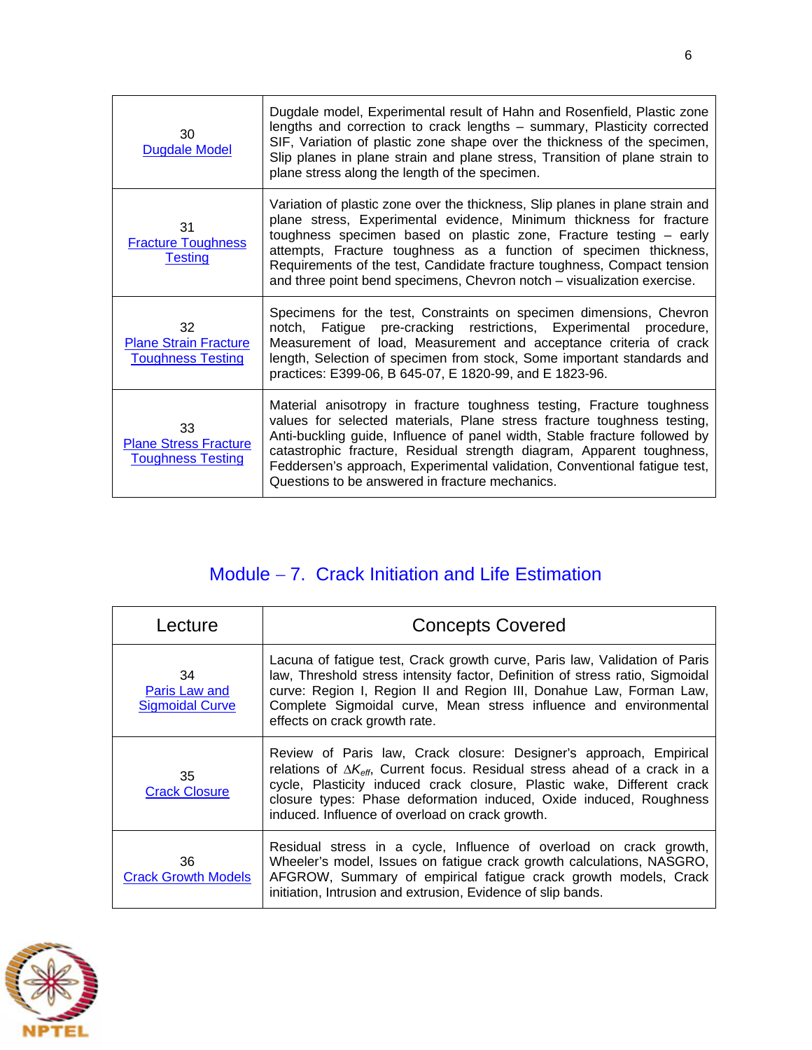| | |
|---|---|
| 30<br>Dugdale Model | Dugdale model, Experimental result of Hahn and Rosenfield, Plastic zone lengths and correction to crack lengths – summary, Plasticity corrected SIF, Variation of plastic zone shape over the thickness of the specimen, Slip planes in plane strain and plane stress, Transition of plane strain to plane stress along the length of the specimen. |
| 31<br>Fracture Toughness Testing | Variation of plastic zone over the thickness, Slip planes in plane strain and plane stress, Experimental evidence, Minimum thickness for fracture toughness specimen based on plastic zone, Fracture testing – early attempts, Fracture toughness as a function of specimen thickness, Requirements of the test, Candidate fracture toughness, Compact tension and three point bend specimens, Chevron notch – visualization exercise. |
| 32<br>Plane Strain Fracture Toughness Testing | Specimens for the test, Constraints on specimen dimensions, Chevron notch, Fatigue pre-cracking restrictions, Experimental procedure, Measurement of load, Measurement and acceptance criteria of crack length, Selection of specimen from stock, Some important standards and practices: E399-06, B 645-07, E 1820-99, and E 1823-96. |
| 33<br>Plane Stress Fracture Toughness Testing | Material anisotropy in fracture toughness testing, Fracture toughness values for selected materials, Plane stress fracture toughness testing, Anti-buckling guide, Influence of panel width, Stable fracture followed by catastrophic fracture, Residual strength diagram, Apparent toughness, Feddersen's approach, Experimental validation, Conventional fatigue test, Questions to be answered in fracture mechanics. |

## Module – 7. Crack Initiation and Life Estimation

| Lecture | Concepts Covered |
|---|---|
| 34<br>Paris Law and Sigmoidal Curve | Lacuna of fatigue test, Crack growth curve, Paris law, Validation of Paris law, Threshold stress intensity factor, Definition of stress ratio, Sigmoidal curve: Region I, Region II and Region III, Donahue Law, Forman Law, Complete Sigmoidal curve, Mean stress influence and environmental effects on crack growth rate. |
| 35<br>Crack Closure | Review of Paris law, Crack closure: Designer's approach, Empirical relations of $\Delta K_{eff}$, Current focus. Residual stress ahead of a crack in a cycle, Plasticity induced crack closure, Plastic wake, Different crack closure types: Phase deformation induced, Oxide induced, Roughness induced. Influence of overload on crack growth. |
| 36<br>Crack Growth Models | Residual stress in a cycle, Influence of overload on crack growth, Wheeler's model, Issues on fatigue crack growth calculations, NASGRO, AFGROW, Summary of empirical fatigue crack growth models, Crack initiation, Intrusion and extrusion, Evidence of slip bands. |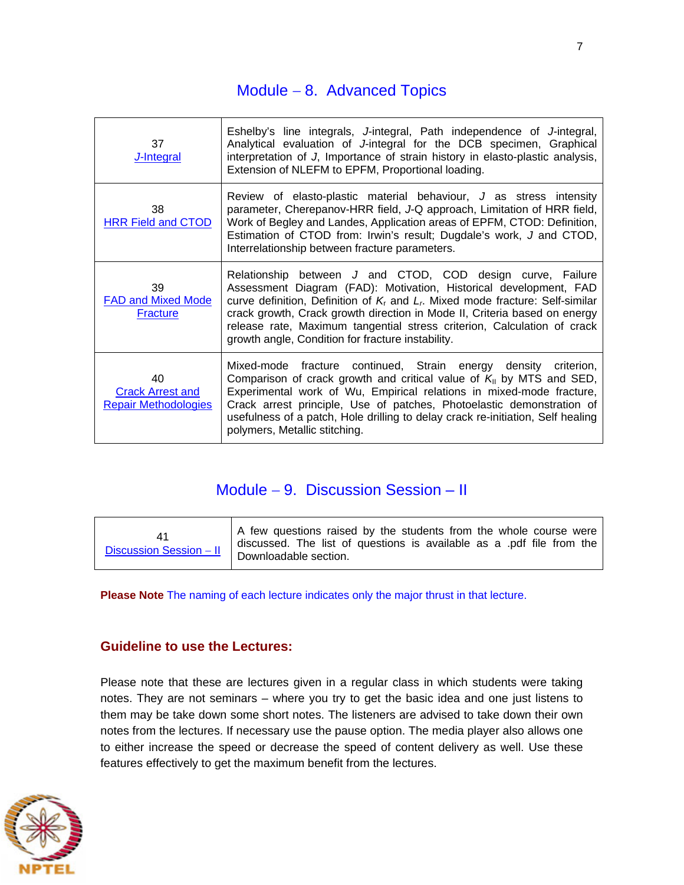## Module – 8. Advanced Topics

| | |
|---|---|
| 37 J-Integral | Eshelby's line integrals, *J*-integral, Path independence of *J*-integral, Analytical evaluation of *J*-integral for the DCB specimen, Graphical interpretation of *J*, Importance of strain history in elasto-plastic analysis, Extension of NLEFM to EPFM, Proportional loading. |
| 38 HRR Field and CTOD | Review of elasto-plastic material behaviour, *J* as stress intensity parameter, Cherepanov-HRR field, *J*-Q approach, Limitation of HRR field, Work of Begley and Landes, Application areas of EPFM, CTOD: Definition, Estimation of CTOD from: Irwin's result; Dugdale's work, *J* and CTOD, Interrelationship between fracture parameters. |
| 39 FAD and Mixed Mode Fracture | Relationship between *J* and CTOD, COD design curve, Failure Assessment Diagram (FAD): Motivation, Historical development, FAD curve definition, Definition of $K_r$ and $L_r$. Mixed mode fracture: Self-similar crack growth, Crack growth direction in Mode II, Criteria based on energy release rate, Maximum tangential stress criterion, Calculation of crack growth angle, Condition for fracture instability. |
| 40 Crack Arrest and Repair Methodologies | Mixed-mode fracture continued, Strain energy density criterion, Comparison of crack growth and critical value of $K_{II}$ by MTS and SED, Experimental work of Wu, Empirical relations in mixed-mode fracture, Crack arrest principle, Use of patches, Photoelastic demonstration of usefulness of a patch, Hole drilling to delay crack re-initiation, Self healing polymers, Metallic stitching. |

## Module – 9. Discussion Session – II

| | |
|---|---|
| 41 Discussion Session – II | A few questions raised by the students from the whole course were discussed. The list of questions is available as a .pdf file from the Downloadable section. |

**Please Note** The naming of each lecture indicates only the major thrust in that lecture.

### Guideline to use the Lectures:

Please note that these are lectures given in a regular class in which students were taking notes. They are not seminars – where you try to get the basic idea and one just listens to them may be take down some short notes. The listeners are advised to take down their own notes from the lectures. If necessary use the pause option. The media player also allows one to either increase the speed or decrease the speed of content delivery as well. Use these features effectively to get the maximum benefit from the lectures.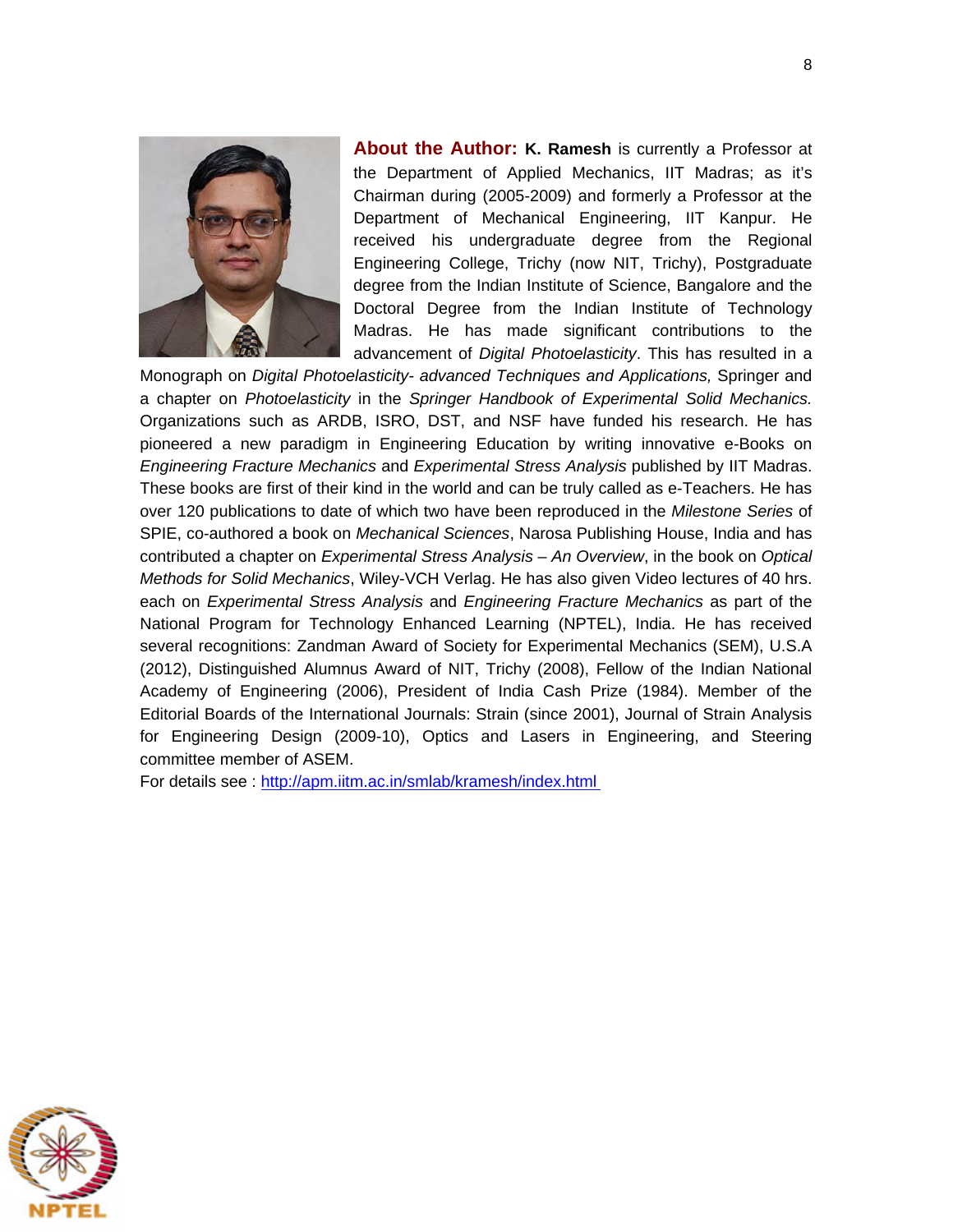**About the Author:** **K. Ramesh** is currently a Professor at the Department of Applied Mechanics, IIT Madras; as it's Chairman during (2005-2009) and formerly a Professor at the Department of Mechanical Engineering, IIT Kanpur. He received his undergraduate degree from the Regional Engineering College, Trichy (now NIT, Trichy), Postgraduate degree from the Indian Institute of Science, Bangalore and the Doctoral Degree from the Indian Institute of Technology Madras. He has made significant contributions to the advancement of *Digital Photoelasticity*. This has resulted in a Monograph on *Digital Photoelasticity- advanced Techniques and Applications,* Springer and a chapter on *Photoelasticity* in the *Springer Handbook of Experimental Solid Mechanics.* Organizations such as ARDB, ISRO, DST, and NSF have funded his research. He has pioneered a new paradigm in Engineering Education by writing innovative e-Books on *Engineering Fracture Mechanics* and *Experimental Stress Analysis* published by IIT Madras. These books are first of their kind in the world and can be truly called as e-Teachers. He has over 120 publications to date of which two have been reproduced in the *Milestone Series* of SPIE, co-authored a book on *Mechanical Sciences*, Narosa Publishing House, India and has contributed a chapter on *Experimental Stress Analysis – An Overview*, in the book on *Optical Methods for Solid Mechanics*, Wiley-VCH Verlag. He has also given Video lectures of 40 hrs. each on *Experimental Stress Analysis* and *Engineering Fracture Mechanics* as part of the National Program for Technology Enhanced Learning (NPTEL), India. He has received several recognitions: Zandman Award of Society for Experimental Mechanics (SEM), U.S.A (2012), Distinguished Alumnus Award of NIT, Trichy (2008), Fellow of the Indian National Academy of Engineering (2006), President of India Cash Prize (1984). Member of the Editorial Boards of the International Journals: Strain (since 2001), Journal of Strain Analysis for Engineering Design (2009-10), Optics and Lasers in Engineering, and Steering committee member of ASEM.

For details see : http://apm.iitm.ac.in/smlab/kramesh/index.html